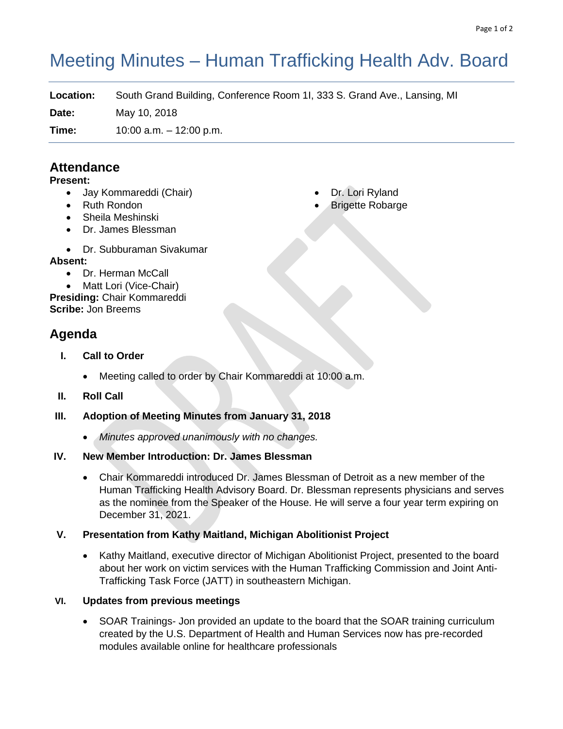# Meeting Minutes – Human Trafficking Health Adv. Board

**Location:** South Grand Building, Conference Room 1I, 333 S. Grand Ave., Lansing, MI

**Date:** May 10, 2018

**Time:** 10:00 a.m. – 12:00 p.m.

## Attendance

**Present:**

- Jay Kommareddi (Chair)
- Ruth Rondon
- Sheila Meshinski
- Dr. James Blessman
- Dr. Subburaman Sivakumar
- Dr. Lori Ryland
- Brigette Robarge

**Absent:**

- Dr. Herman McCall
- Matt Lori (Vice-Chair)

**Presiding:** Chair Kommareddi
**Scribe:** Jon Breems

## Agenda

**I. Call to Order**

- Meeting called to order by Chair Kommareddi at 10:00 a.m.

**II. Roll Call**

**III. Adoption of Meeting Minutes from January 31, 2018**

- *Minutes approved unanimously with no changes.*

**IV. New Member Introduction: Dr. James Blessman**

- Chair Kommareddi introduced Dr. James Blessman of Detroit as a new member of the Human Trafficking Health Advisory Board. Dr. Blessman represents physicians and serves as the nominee from the Speaker of the House. He will serve a four year term expiring on December 31, 2021.

**V. Presentation from Kathy Maitland, Michigan Abolitionist Project**

- Kathy Maitland, executive director of Michigan Abolitionist Project, presented to the board about her work on victim services with the Human Trafficking Commission and Joint Anti-Trafficking Task Force (JATT) in southeastern Michigan.

**VI. Updates from previous meetings**

- SOAR Trainings- Jon provided an update to the board that the SOAR training curriculum created by the U.S. Department of Health and Human Services now has pre-recorded modules available online for healthcare professionals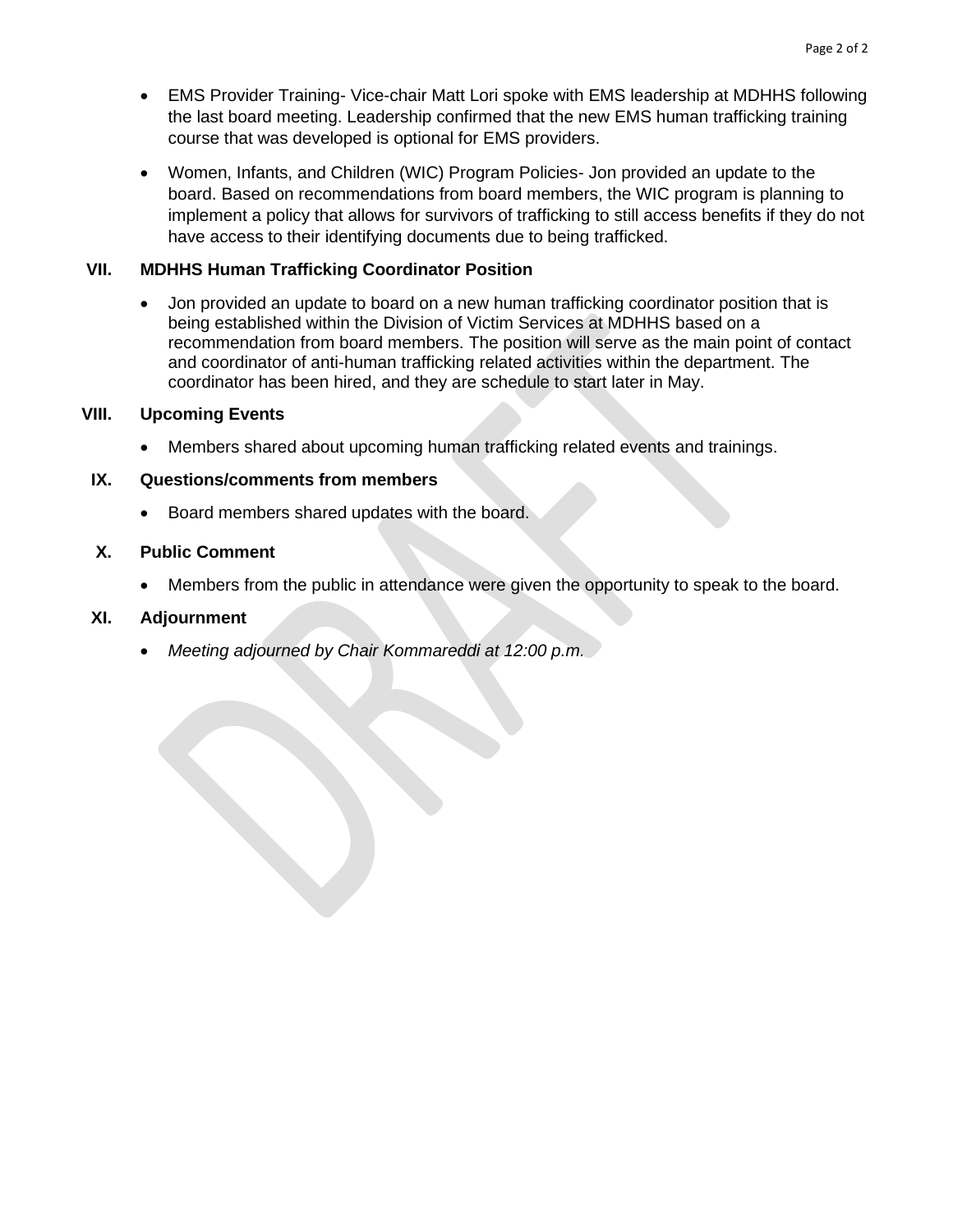- EMS Provider Training- Vice-chair Matt Lori spoke with EMS leadership at MDHHS following the last board meeting. Leadership confirmed that the new EMS human trafficking training course that was developed is optional for EMS providers.
- Women, Infants, and Children (WIC) Program Policies- Jon provided an update to the board. Based on recommendations from board members, the WIC program is planning to implement a policy that allows for survivors of trafficking to still access benefits if they do not have access to their identifying documents due to being trafficked.

## VII. MDHHS Human Trafficking Coordinator Position

- Jon provided an update to board on a new human trafficking coordinator position that is being established within the Division of Victim Services at MDHHS based on a recommendation from board members. The position will serve as the main point of contact and coordinator of anti-human trafficking related activities within the department. The coordinator has been hired, and they are schedule to start later in May.

## VIII. Upcoming Events

- Members shared about upcoming human trafficking related events and trainings.

## IX. Questions/comments from members

- Board members shared updates with the board.

## X. Public Comment

- Members from the public in attendance were given the opportunity to speak to the board.

## XI. Adjournment

- *Meeting adjourned by Chair Kommareddi at 12:00 p.m.*